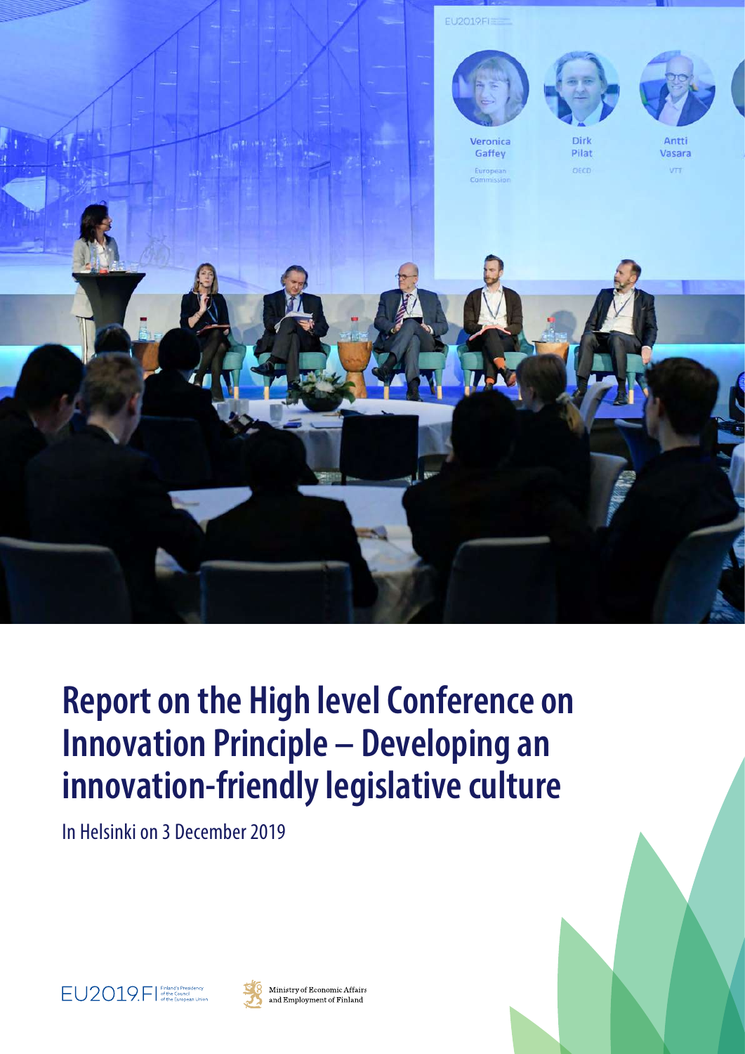# Report on the High level Conference on Innovation Principle – Developing an innovation-friendly legislative culture

In Helsinki on 3 December 2019

EU2019.FI Finland's Presidency of the Council of the European Union

Ministry of Economic Affairs and Employment of Finland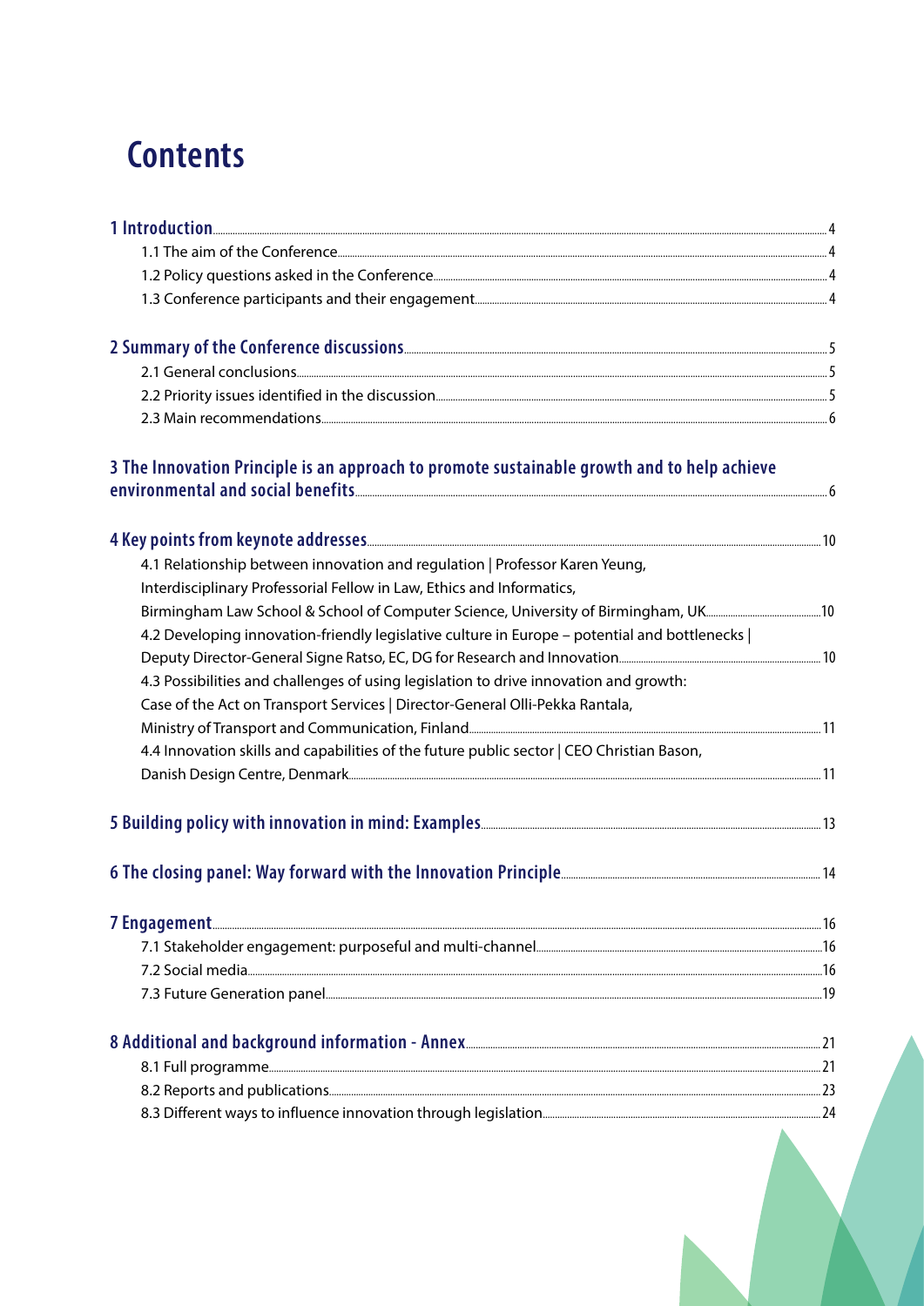# Contents

**1 Introduction** 4
- 1.1 The aim of the Conference 4
- 1.2 Policy questions asked in the Conference 4
- 1.3 Conference participants and their engagement 4

**2 Summary of the Conference discussions** 5
- 2.1 General conclusions 5
- 2.2 Priority issues identified in the discussion 5
- 2.3 Main recommendations 6

**3 The Innovation Principle is an approach to promote sustainable growth and to help achieve environmental and social benefits** 6

**4 Key points from keynote addresses** 10
- 4.1 Relationship between innovation and regulation | Professor Karen Yeung, Interdisciplinary Professorial Fellow in Law, Ethics and Informatics, Birmingham Law School & School of Computer Science, University of Birmingham, UK 10
- 4.2 Developing innovation-friendly legislative culture in Europe – potential and bottlenecks | Deputy Director-General Signe Ratso, EC, DG for Research and Innovation 10
- 4.3 Possibilities and challenges of using legislation to drive innovation and growth: Case of the Act on Transport Services | Director-General Olli-Pekka Rantala, Ministry of Transport and Communication, Finland 11
- 4.4 Innovation skills and capabilities of the future public sector | CEO Christian Bason, Danish Design Centre, Denmark 11

**5 Building policy with innovation in mind: Examples** 13

**6 The closing panel: Way forward with the Innovation Principle** 14

**7 Engagement** 16
- 7.1 Stakeholder engagement: purposeful and multi-channel 16
- 7.2 Social media 16
- 7.3 Future Generation panel 19

**8 Additional and background information - Annex** 21
- 8.1 Full programme 21
- 8.2 Reports and publications 23
- 8.3 Different ways to influence innovation through legislation 24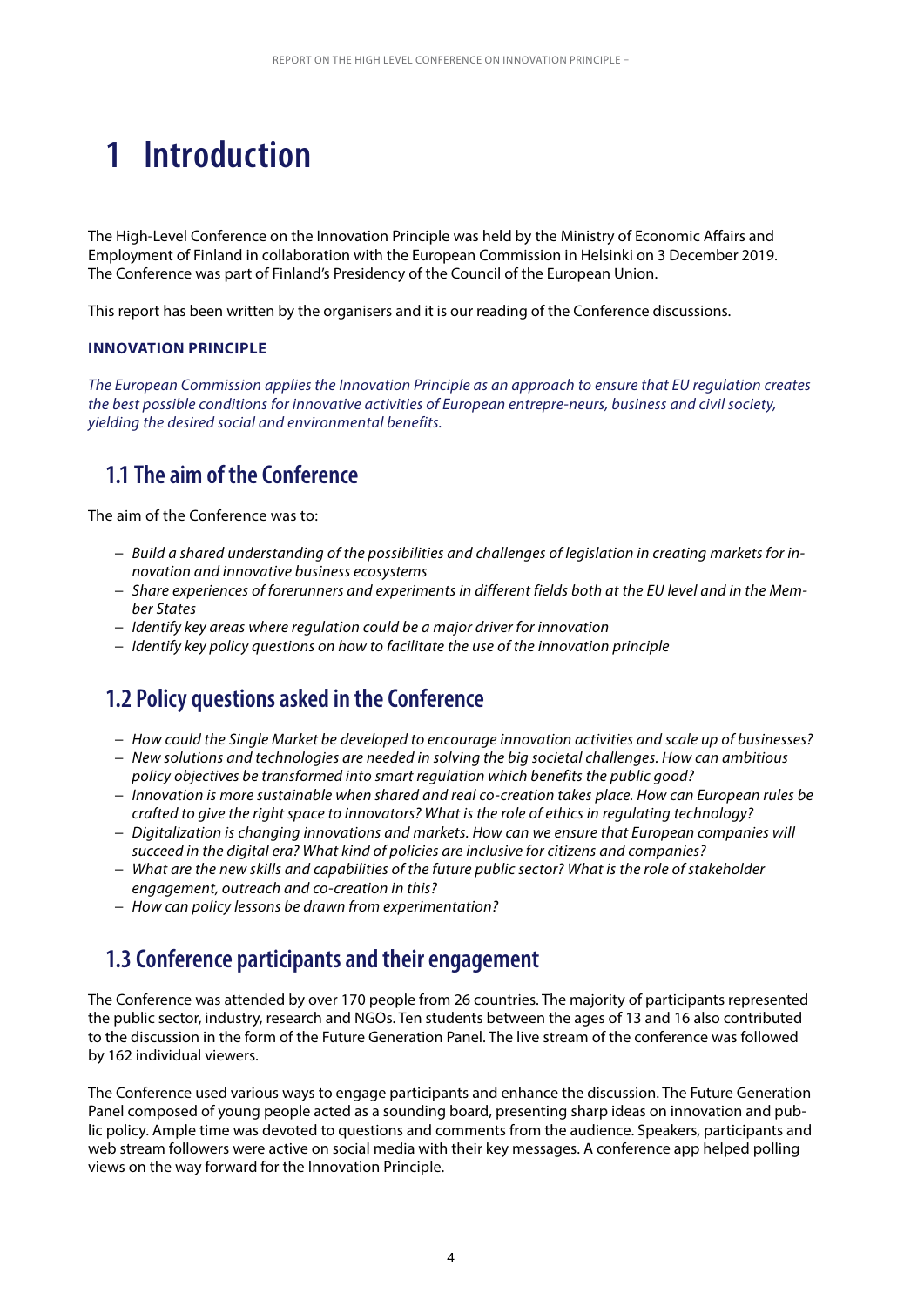# 1 Introduction

The High-Level Conference on the Innovation Principle was held by the Ministry of Economic Affairs and Employment of Finland in collaboration with the European Commission in Helsinki on 3 December 2019. The Conference was part of Finland's Presidency of the Council of the European Union.

This report has been written by the organisers and it is our reading of the Conference discussions.

**INNOVATION PRINCIPLE**

*The European Commission applies the Innovation Principle as an approach to ensure that EU regulation creates the best possible conditions for innovative activities of European entrepre-neurs, business and civil society, yielding the desired social and environmental benefits.*

## 1.1 The aim of the Conference

The aim of the Conference was to:

- *Build a shared understanding of the possibilities and challenges of legislation in creating markets for innovation and innovative business ecosystems*
- *Share experiences of forerunners and experiments in different fields both at the EU level and in the Member States*
- *Identify key areas where regulation could be a major driver for innovation*
- *Identify key policy questions on how to facilitate the use of the innovation principle*

## 1.2 Policy questions asked in the Conference

- *How could the Single Market be developed to encourage innovation activities and scale up of businesses?*
- *New solutions and technologies are needed in solving the big societal challenges. How can ambitious policy objectives be transformed into smart regulation which benefits the public good?*
- *Innovation is more sustainable when shared and real co-creation takes place. How can European rules be crafted to give the right space to innovators? What is the role of ethics in regulating technology?*
- *Digitalization is changing innovations and markets. How can we ensure that European companies will succeed in the digital era? What kind of policies are inclusive for citizens and companies?*
- *What are the new skills and capabilities of the future public sector? What is the role of stakeholder engagement, outreach and co-creation in this?*
- *How can policy lessons be drawn from experimentation?*

## 1.3 Conference participants and their engagement

The Conference was attended by over 170 people from 26 countries. The majority of participants represented the public sector, industry, research and NGOs. Ten students between the ages of 13 and 16 also contributed to the discussion in the form of the Future Generation Panel. The live stream of the conference was followed by 162 individual viewers.

The Conference used various ways to engage participants and enhance the discussion. The Future Generation Panel composed of young people acted as a sounding board, presenting sharp ideas on innovation and public policy. Ample time was devoted to questions and comments from the audience. Speakers, participants and web stream followers were active on social media with their key messages. A conference app helped polling views on the way forward for the Innovation Principle.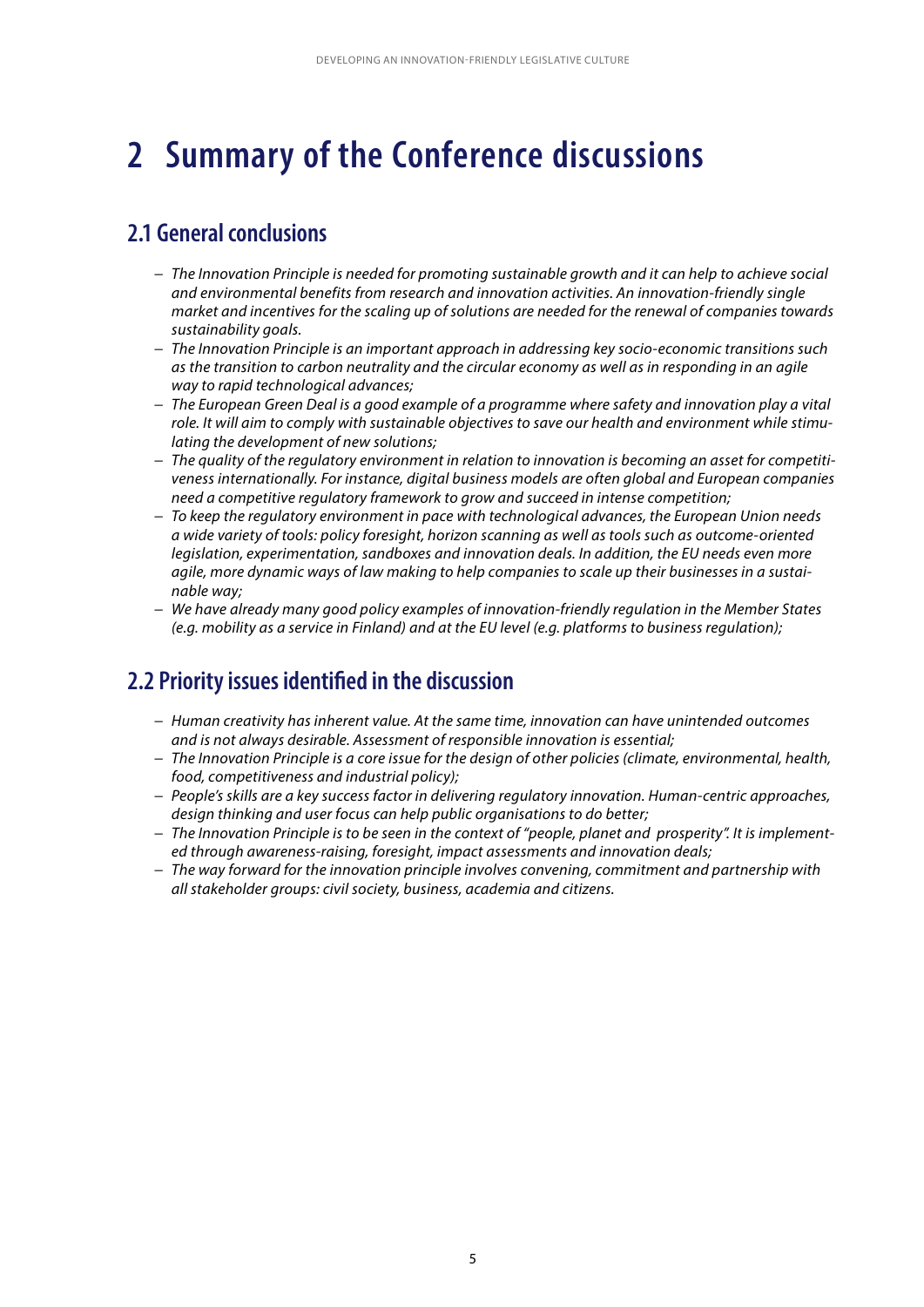# 2 Summary of the Conference discussions

## 2.1 General conclusions

- *The Innovation Principle is needed for promoting sustainable growth and it can help to achieve social and environmental benefits from research and innovation activities. An innovation-friendly single market and incentives for the scaling up of solutions are needed for the renewal of companies towards sustainability goals.*
- *The Innovation Principle is an important approach in addressing key socio-economic transitions such as the transition to carbon neutrality and the circular economy as well as in responding in an agile way to rapid technological advances;*
- *The European Green Deal is a good example of a programme where safety and innovation play a vital role. It will aim to comply with sustainable objectives to save our health and environment while stimulating the development of new solutions;*
- *The quality of the regulatory environment in relation to innovation is becoming an asset for competitiveness internationally. For instance, digital business models are often global and European companies need a competitive regulatory framework to grow and succeed in intense competition;*
- *To keep the regulatory environment in pace with technological advances, the European Union needs a wide variety of tools: policy foresight, horizon scanning as well as tools such as outcome-oriented legislation, experimentation, sandboxes and innovation deals. In addition, the EU needs even more agile, more dynamic ways of law making to help companies to scale up their businesses in a sustainable way;*
- *We have already many good policy examples of innovation-friendly regulation in the Member States (e.g. mobility as a service in Finland) and at the EU level (e.g. platforms to business regulation);*

## 2.2 Priority issues identified in the discussion

- *Human creativity has inherent value. At the same time, innovation can have unintended outcomes and is not always desirable. Assessment of responsible innovation is essential;*
- *The Innovation Principle is a core issue for the design of other policies (climate, environmental, health, food, competitiveness and industrial policy);*
- *People's skills are a key success factor in delivering regulatory innovation. Human-centric approaches, design thinking and user focus can help public organisations to do better;*
- *The Innovation Principle is to be seen in the context of "people, planet and prosperity". It is implemented through awareness-raising, foresight, impact assessments and innovation deals;*
- *The way forward for the innovation principle involves convening, commitment and partnership with all stakeholder groups: civil society, business, academia and citizens.*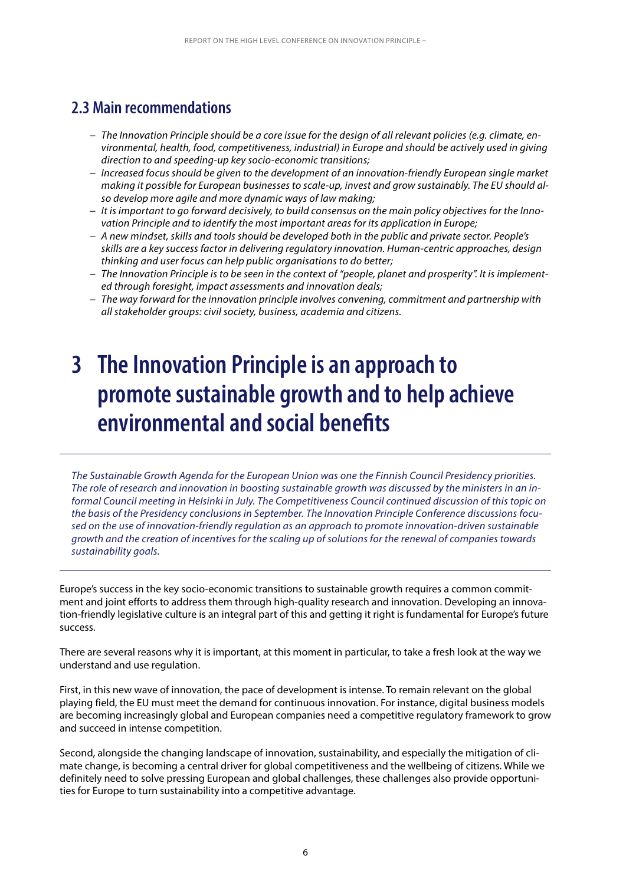## 2.3 Main recommendations

- *The Innovation Principle should be a core issue for the design of all relevant policies (e.g. climate, environmental, health, food, competitiveness, industrial) in Europe and should be actively used in giving direction to and speeding-up key socio-economic transitions;*
- *Increased focus should be given to the development of an innovation-friendly European single market making it possible for European businesses to scale-up, invest and grow sustainably. The EU should also develop more agile and more dynamic ways of law making;*
- *It is important to go forward decisively, to build consensus on the main policy objectives for the Innovation Principle and to identify the most important areas for its application in Europe;*
- *A new mindset, skills and tools should be developed both in the public and private sector. People's skills are a key success factor in delivering regulatory innovation. Human-centric approaches, design thinking and user focus can help public organisations to do better;*
- *The Innovation Principle is to be seen in the context of "people, planet and prosperity". It is implemented through foresight, impact assessments and innovation deals;*
- *The way forward for the innovation principle involves convening, commitment and partnership with all stakeholder groups: civil society, business, academia and citizens.*

# 3 The Innovation Principle is an approach to promote sustainable growth and to help achieve environmental and social benefits

*The Sustainable Growth Agenda for the European Union was one the Finnish Council Presidency priorities. The role of research and innovation in boosting sustainable growth was discussed by the ministers in an informal Council meeting in Helsinki in July. The Competitiveness Council continued discussion of this topic on the basis of the Presidency conclusions in September. The Innovation Principle Conference discussions focused on the use of innovation-friendly regulation as an approach to promote innovation-driven sustainable growth and the creation of incentives for the scaling up of solutions for the renewal of companies towards sustainability goals.*

Europe's success in the key socio-economic transitions to sustainable growth requires a common commitment and joint efforts to address them through high-quality research and innovation. Developing an innovation-friendly legislative culture is an integral part of this and getting it right is fundamental for Europe's future success.

There are several reasons why it is important, at this moment in particular, to take a fresh look at the way we understand and use regulation.

First, in this new wave of innovation, the pace of development is intense. To remain relevant on the global playing field, the EU must meet the demand for continuous innovation. For instance, digital business models are becoming increasingly global and European companies need a competitive regulatory framework to grow and succeed in intense competition.

Second, alongside the changing landscape of innovation, sustainability, and especially the mitigation of climate change, is becoming a central driver for global competitiveness and the wellbeing of citizens. While we definitely need to solve pressing European and global challenges, these challenges also provide opportunities for Europe to turn sustainability into a competitive advantage.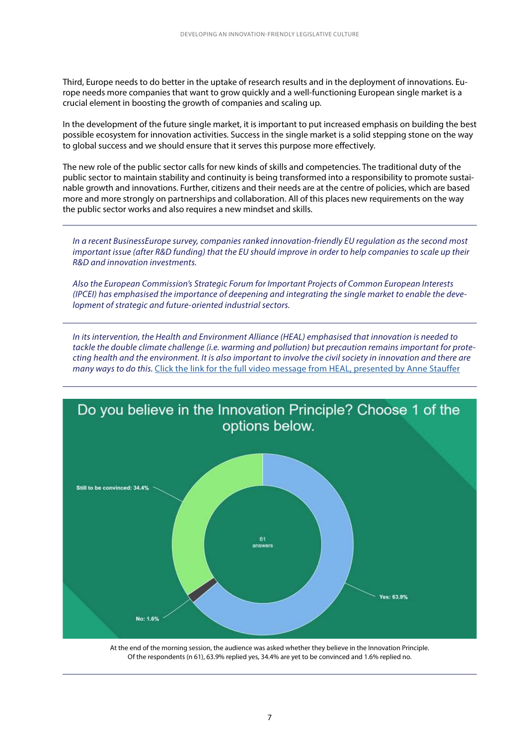Third, Europe needs to do better in the uptake of research results and in the deployment of innovations. Europe needs more companies that want to grow quickly and a well-functioning European single market is a crucial element in boosting the growth of companies and scaling up.

In the development of the future single market, it is important to put increased emphasis on building the best possible ecosystem for innovation activities. Success in the single market is a solid stepping stone on the way to global success and we should ensure that it serves this purpose more effectively.

The new role of the public sector calls for new kinds of skills and competencies. The traditional duty of the public sector to maintain stability and continuity is being transformed into a responsibility to promote sustainable growth and innovations. Further, citizens and their needs are at the centre of policies, which are based more and more strongly on partnerships and collaboration. All of this places new requirements on the way the public sector works and also requires a new mindset and skills.

---

*In a recent BusinessEurope survey, companies ranked innovation-friendly EU regulation as the second most important issue (after R&D funding) that the EU should improve in order to help companies to scale up their R&D and innovation investments.*

*Also the European Commission's Strategic Forum for Important Projects of Common European Interests (IPCEI) has emphasised the importance of deepening and integrating the single market to enable the development of strategic and future-oriented industrial sectors.*

---

*In its intervention, the Health and Environment Alliance (HEAL) emphasised that innovation is needed to tackle the double climate challenge (i.e. warming and pollution) but precaution remains important for protecting health and the environment. It is also important to involve the civil society in innovation and there are many ways to do this.* Click the link for the full video message from HEAL, presented by Anne Stauffer

---

Do you believe in the Innovation Principle? Choose 1 of the options below.

| Answer | Share |
|---|---|
| Yes | 63.9% |
| Still to be convinced | 34.4% |
| No | 1.6% |

61 answers

At the end of the morning session, the audience was asked whether they believe in the Innovation Principle. Of the respondents (n 61), 63.9% replied yes, 34.4% are yet to be convinced and 1.6% replied no.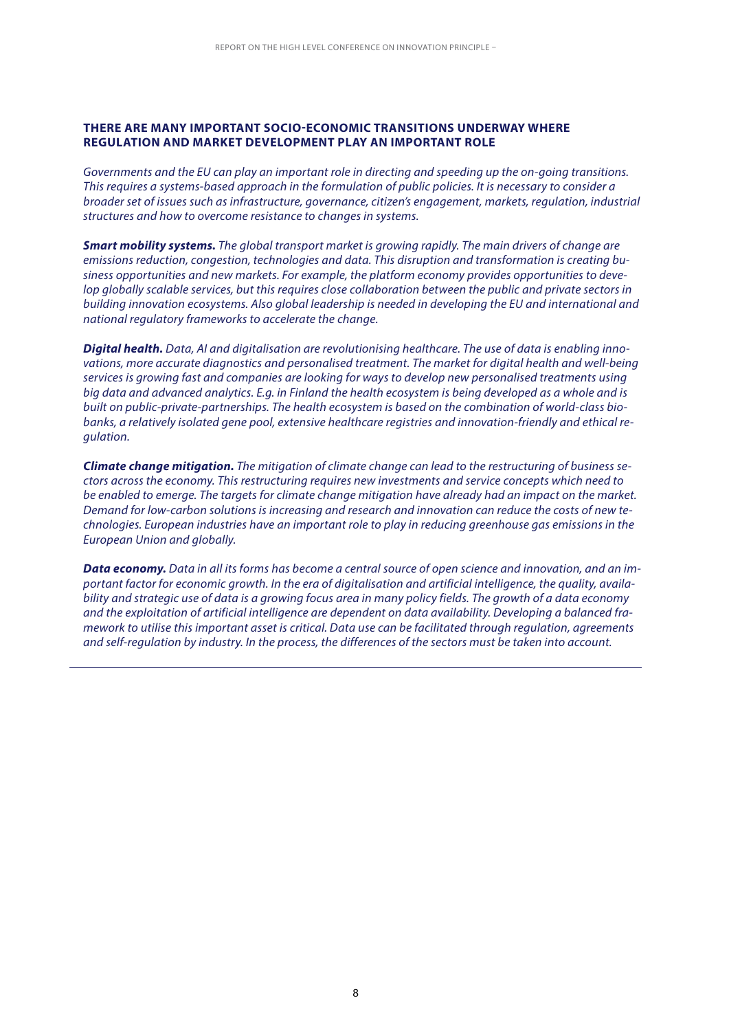## THERE ARE MANY IMPORTANT SOCIO-ECONOMIC TRANSITIONS UNDERWAY WHERE REGULATION AND MARKET DEVELOPMENT PLAY AN IMPORTANT ROLE

*Governments and the EU can play an important role in directing and speeding up the on-going transitions. This requires a systems-based approach in the formulation of public policies. It is necessary to consider a broader set of issues such as infrastructure, governance, citizen's engagement, markets, regulation, industrial structures and how to overcome resistance to changes in systems.*

***Smart mobility systems.*** *The global transport market is growing rapidly. The main drivers of change are emissions reduction, congestion, technologies and data. This disruption and transformation is creating business opportunities and new markets. For example, the platform economy provides opportunities to develop globally scalable services, but this requires close collaboration between the public and private sectors in building innovation ecosystems. Also global leadership is needed in developing the EU and international and national regulatory frameworks to accelerate the change.*

***Digital health.*** *Data, AI and digitalisation are revolutionising healthcare. The use of data is enabling innovations, more accurate diagnostics and personalised treatment. The market for digital health and well-being services is growing fast and companies are looking for ways to develop new personalised treatments using big data and advanced analytics. E.g. in Finland the health ecosystem is being developed as a whole and is built on public-private-partnerships. The health ecosystem is based on the combination of world-class biobanks, a relatively isolated gene pool, extensive healthcare registries and innovation-friendly and ethical regulation.*

***Climate change mitigation.*** *The mitigation of climate change can lead to the restructuring of business sectors across the economy. This restructuring requires new investments and service concepts which need to be enabled to emerge. The targets for climate change mitigation have already had an impact on the market. Demand for low-carbon solutions is increasing and research and innovation can reduce the costs of new technologies. European industries have an important role to play in reducing greenhouse gas emissions in the European Union and globally.*

***Data economy.*** *Data in all its forms has become a central source of open science and innovation, and an important factor for economic growth. In the era of digitalisation and artificial intelligence, the quality, availability and strategic use of data is a growing focus area in many policy fields. The growth of a data economy and the exploitation of artificial intelligence are dependent on data availability. Developing a balanced framework to utilise this important asset is critical. Data use can be facilitated through regulation, agreements and self-regulation by industry. In the process, the differences of the sectors must be taken into account.*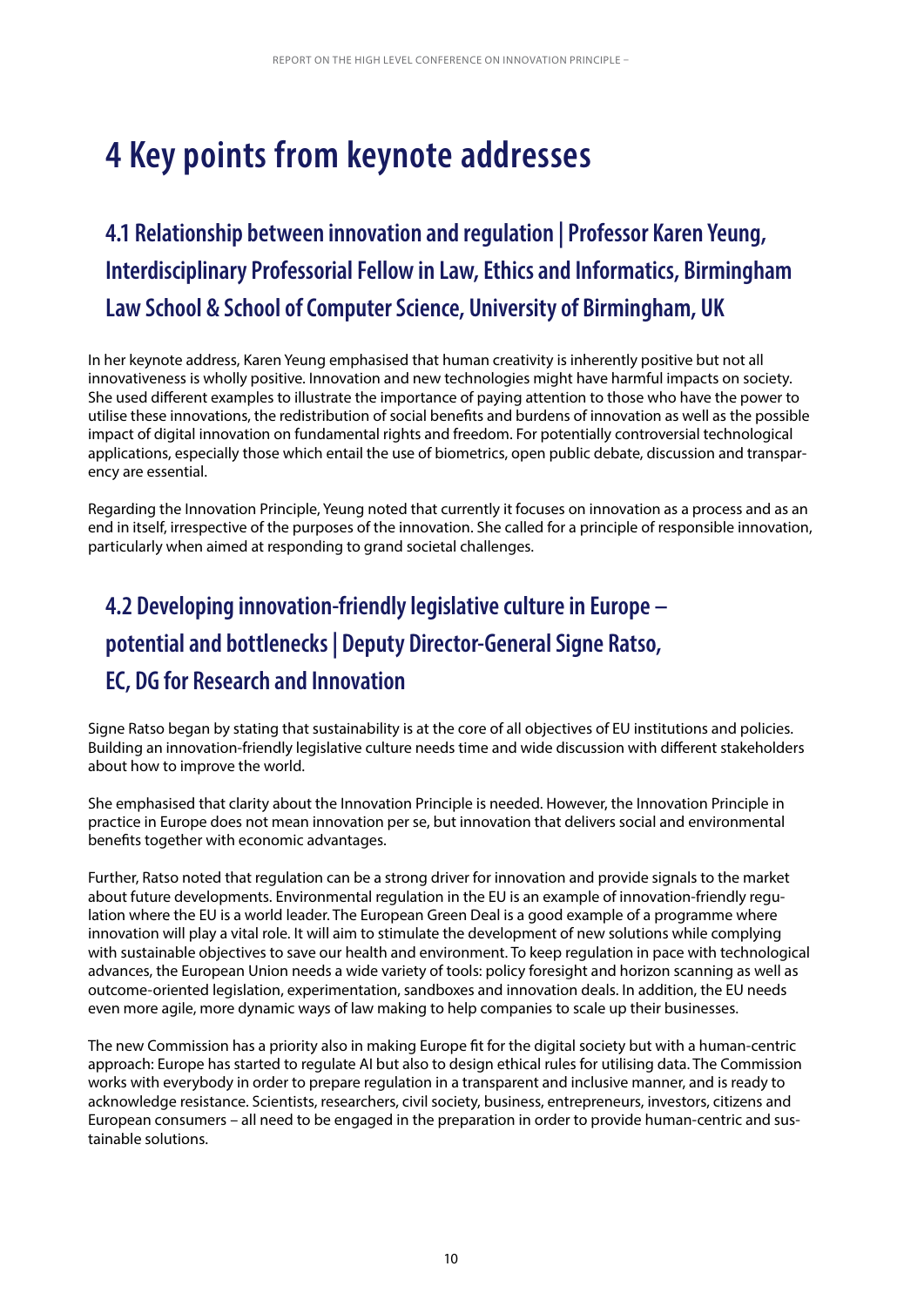# 4 Key points from keynote addresses

## 4.1 Relationship between innovation and regulation | Professor Karen Yeung, Interdisciplinary Professorial Fellow in Law, Ethics and Informatics, Birmingham Law School & School of Computer Science, University of Birmingham, UK

In her keynote address, Karen Yeung emphasised that human creativity is inherently positive but not all innovativeness is wholly positive. Innovation and new technologies might have harmful impacts on society. She used different examples to illustrate the importance of paying attention to those who have the power to utilise these innovations, the redistribution of social benefits and burdens of innovation as well as the possible impact of digital innovation on fundamental rights and freedom. For potentially controversial technological applications, especially those which entail the use of biometrics, open public debate, discussion and transparency are essential.

Regarding the Innovation Principle, Yeung noted that currently it focuses on innovation as a process and as an end in itself, irrespective of the purposes of the innovation. She called for a principle of responsible innovation, particularly when aimed at responding to grand societal challenges.

## 4.2 Developing innovation-friendly legislative culture in Europe – potential and bottlenecks | Deputy Director-General Signe Ratso, EC, DG for Research and Innovation

Signe Ratso began by stating that sustainability is at the core of all objectives of EU institutions and policies. Building an innovation-friendly legislative culture needs time and wide discussion with different stakeholders about how to improve the world.

She emphasised that clarity about the Innovation Principle is needed. However, the Innovation Principle in practice in Europe does not mean innovation per se, but innovation that delivers social and environmental benefits together with economic advantages.

Further, Ratso noted that regulation can be a strong driver for innovation and provide signals to the market about future developments. Environmental regulation in the EU is an example of innovation-friendly regulation where the EU is a world leader. The European Green Deal is a good example of a programme where innovation will play a vital role. It will aim to stimulate the development of new solutions while complying with sustainable objectives to save our health and environment. To keep regulation in pace with technological advances, the European Union needs a wide variety of tools: policy foresight and horizon scanning as well as outcome-oriented legislation, experimentation, sandboxes and innovation deals. In addition, the EU needs even more agile, more dynamic ways of law making to help companies to scale up their businesses.

The new Commission has a priority also in making Europe fit for the digital society but with a human-centric approach: Europe has started to regulate AI but also to design ethical rules for utilising data. The Commission works with everybody in order to prepare regulation in a transparent and inclusive manner, and is ready to acknowledge resistance. Scientists, researchers, civil society, business, entrepreneurs, investors, citizens and European consumers – all need to be engaged in the preparation in order to provide human-centric and sustainable solutions.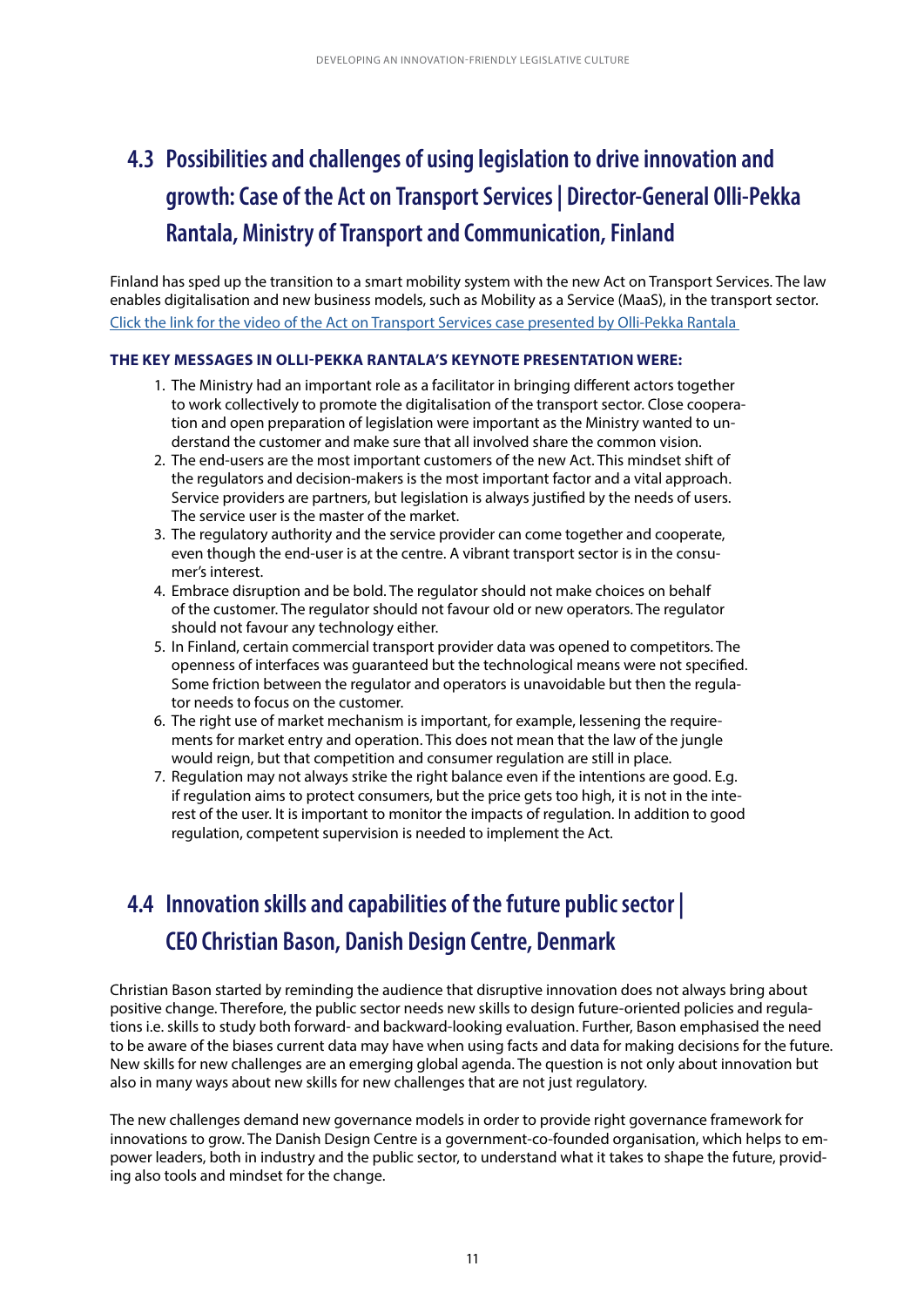## 4.3 Possibilities and challenges of using legislation to drive innovation and growth: Case of the Act on Transport Services | Director-General Olli-Pekka Rantala, Ministry of Transport and Communication, Finland

Finland has sped up the transition to a smart mobility system with the new Act on Transport Services. The law enables digitalisation and new business models, such as Mobility as a Service (MaaS), in the transport sector. [Click the link for the video of the Act on Transport Services case presented by Olli-Pekka Rantala]()

**THE KEY MESSAGES IN OLLI-PEKKA RANTALA'S KEYNOTE PRESENTATION WERE:**

1. The Ministry had an important role as a facilitator in bringing different actors together to work collectively to promote the digitalisation of the transport sector. Close cooperation and open preparation of legislation were important as the Ministry wanted to understand the customer and make sure that all involved share the common vision.
2. The end-users are the most important customers of the new Act. This mindset shift of the regulators and decision-makers is the most important factor and a vital approach. Service providers are partners, but legislation is always justified by the needs of users. The service user is the master of the market.
3. The regulatory authority and the service provider can come together and cooperate, even though the end-user is at the centre. A vibrant transport sector is in the consumer's interest.
4. Embrace disruption and be bold. The regulator should not make choices on behalf of the customer. The regulator should not favour old or new operators. The regulator should not favour any technology either.
5. In Finland, certain commercial transport provider data was opened to competitors. The openness of interfaces was guaranteed but the technological means were not specified. Some friction between the regulator and operators is unavoidable but then the regulator needs to focus on the customer.
6. The right use of market mechanism is important, for example, lessening the requirements for market entry and operation. This does not mean that the law of the jungle would reign, but that competition and consumer regulation are still in place.
7. Regulation may not always strike the right balance even if the intentions are good. E.g. if regulation aims to protect consumers, but the price gets too high, it is not in the interest of the user. It is important to monitor the impacts of regulation. In addition to good regulation, competent supervision is needed to implement the Act.

## 4.4 Innovation skills and capabilities of the future public sector | CEO Christian Bason, Danish Design Centre, Denmark

Christian Bason started by reminding the audience that disruptive innovation does not always bring about positive change. Therefore, the public sector needs new skills to design future-oriented policies and regulations i.e. skills to study both forward- and backward-looking evaluation. Further, Bason emphasised the need to be aware of the biases current data may have when using facts and data for making decisions for the future. New skills for new challenges are an emerging global agenda. The question is not only about innovation but also in many ways about new skills for new challenges that are not just regulatory.

The new challenges demand new governance models in order to provide right governance framework for innovations to grow. The Danish Design Centre is a government-co-founded organisation, which helps to empower leaders, both in industry and the public sector, to understand what it takes to shape the future, providing also tools and mindset for the change.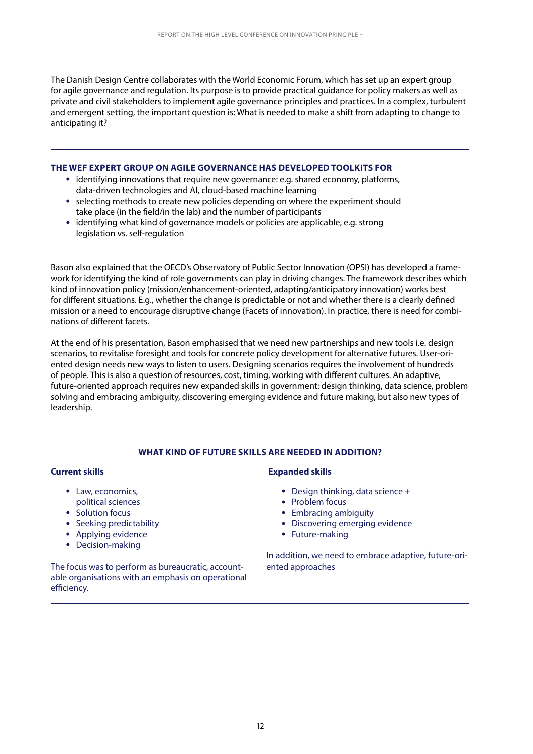The Danish Design Centre collaborates with the World Economic Forum, which has set up an expert group for agile governance and regulation. Its purpose is to provide practical guidance for policy makers as well as private and civil stakeholders to implement agile governance principles and practices. In a complex, turbulent and emergent setting, the important question is: What is needed to make a shift from adapting to change to anticipating it?

---

**THE WEF EXPERT GROUP ON AGILE GOVERNANCE HAS DEVELOPED TOOLKITS FOR**

- identifying innovations that require new governance: e.g. shared economy, platforms, data-driven technologies and AI, cloud-based machine learning
- selecting methods to create new policies depending on where the experiment should take place (in the field/in the lab) and the number of participants
- identifying what kind of governance models or policies are applicable, e.g. strong legislation vs. self-regulation

---

Bason also explained that the OECD's Observatory of Public Sector Innovation (OPSI) has developed a framework for identifying the kind of role governments can play in driving changes. The framework describes which kind of innovation policy (mission/enhancement-oriented, adapting/anticipatory innovation) works best for different situations. E.g., whether the change is predictable or not and whether there is a clearly defined mission or a need to encourage disruptive change (Facets of innovation). In practice, there is need for combinations of different facets.

At the end of his presentation, Bason emphasised that we need new partnerships and new tools i.e. design scenarios, to revitalise foresight and tools for concrete policy development for alternative futures. User-oriented design needs new ways to listen to users. Designing scenarios requires the involvement of hundreds of people. This is also a question of resources, cost, timing, working with different cultures. An adaptive, future-oriented approach requires new expanded skills in government: design thinking, data science, problem solving and embracing ambiguity, discovering emerging evidence and future making, but also new types of leadership.

---

**WHAT KIND OF FUTURE SKILLS ARE NEEDED IN ADDITION?**

**Current skills**

- Law, economics, political sciences
- Solution focus
- Seeking predictability
- Applying evidence
- Decision-making

The focus was to perform as bureaucratic, accountable organisations with an emphasis on operational efficiency.

**Expanded skills**

- Design thinking, data science +
- Problem focus
- Embracing ambiguity
- Discovering emerging evidence
- Future-making

In addition, we need to embrace adaptive, future-oriented approaches

---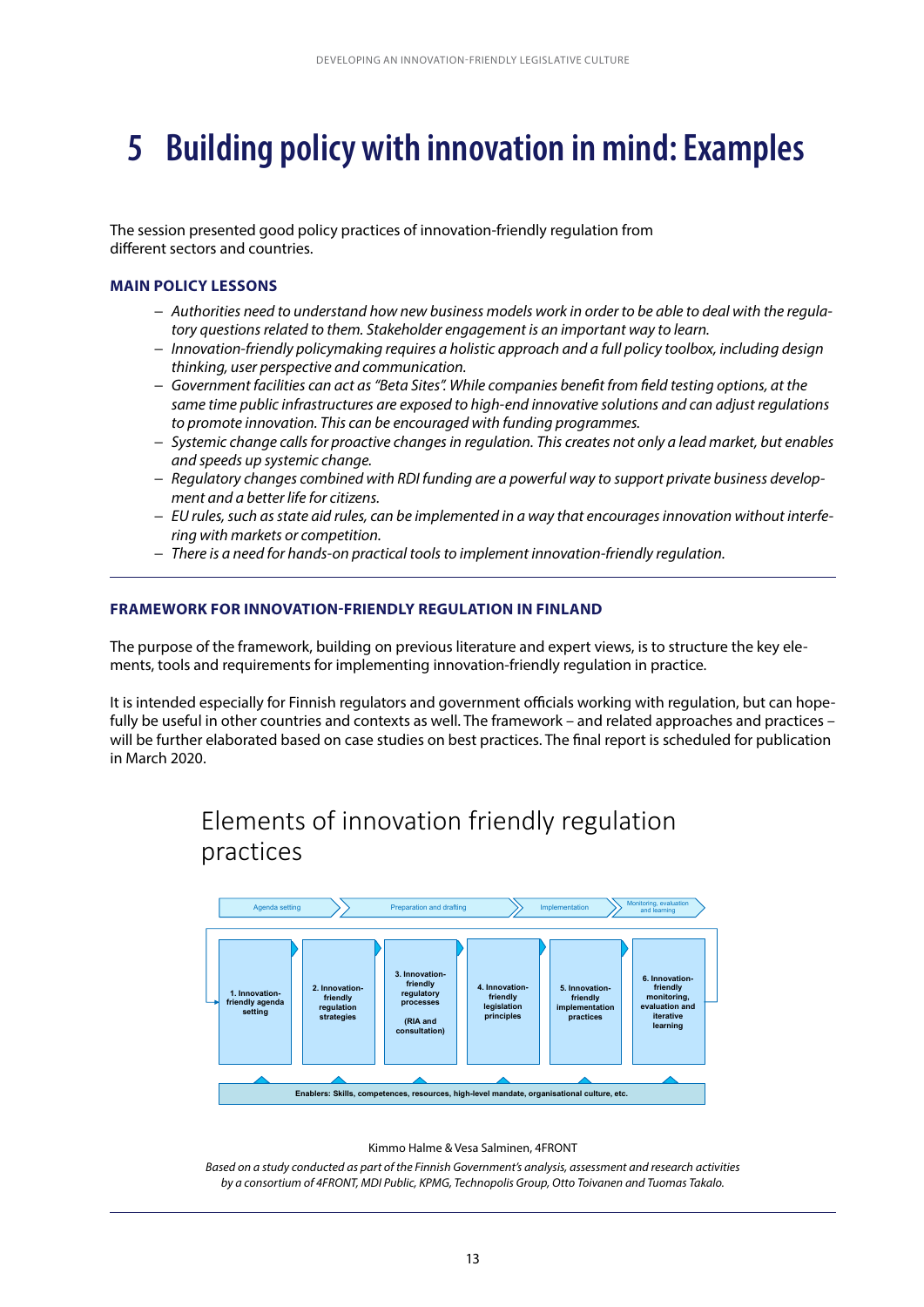# 5 Building policy with innovation in mind: Examples

The session presented good policy practices of innovation-friendly regulation from different sectors and countries.

**MAIN POLICY LESSONS**

- *Authorities need to understand how new business models work in order to be able to deal with the regulatory questions related to them. Stakeholder engagement is an important way to learn.*
- *Innovation-friendly policymaking requires a holistic approach and a full policy toolbox, including design thinking, user perspective and communication.*
- *Government facilities can act as "Beta Sites". While companies benefit from field testing options, at the same time public infrastructures are exposed to high-end innovative solutions and can adjust regulations to promote innovation. This can be encouraged with funding programmes.*
- *Systemic change calls for proactive changes in regulation. This creates not only a lead market, but enables and speeds up systemic change.*
- *Regulatory changes combined with RDI funding are a powerful way to support private business development and a better life for citizens.*
- *EU rules, such as state aid rules, can be implemented in a way that encourages innovation without interfering with markets or competition.*
- *There is a need for hands-on practical tools to implement innovation-friendly regulation.*

**FRAMEWORK FOR INNOVATION-FRIENDLY REGULATION IN FINLAND**

The purpose of the framework, building on previous literature and expert views, is to structure the key elements, tools and requirements for implementing innovation-friendly regulation in practice.

It is intended especially for Finnish regulators and government officials working with regulation, but can hopefully be useful in other countries and contexts as well. The framework – and related approaches and practices – will be further elaborated based on case studies on best practices. The final report is scheduled for publication in March 2020.

Elements of innovation friendly regulation practices

Agenda setting → Preparation and drafting → Implementation → Monitoring, evaluation and learning

1. Innovation-friendly agenda setting
2. Innovation-friendly regulation strategies
3. Innovation-friendly regulatory processes (RIA and consultation)
4. Innovation-friendly legislation principles
5. Innovation-friendly implementation practices
6. Innovation-friendly monitoring, evaluation and iterative learning

Enablers: Skills, competences, resources, high-level mandate, organisational culture, etc.

Kimmo Halme & Vesa Salminen, 4FRONT

*Based on a study conducted as part of the Finnish Government's analysis, assessment and research activities by a consortium of 4FRONT, MDI Public, KPMG, Technopolis Group, Otto Toivanen and Tuomas Takalo.*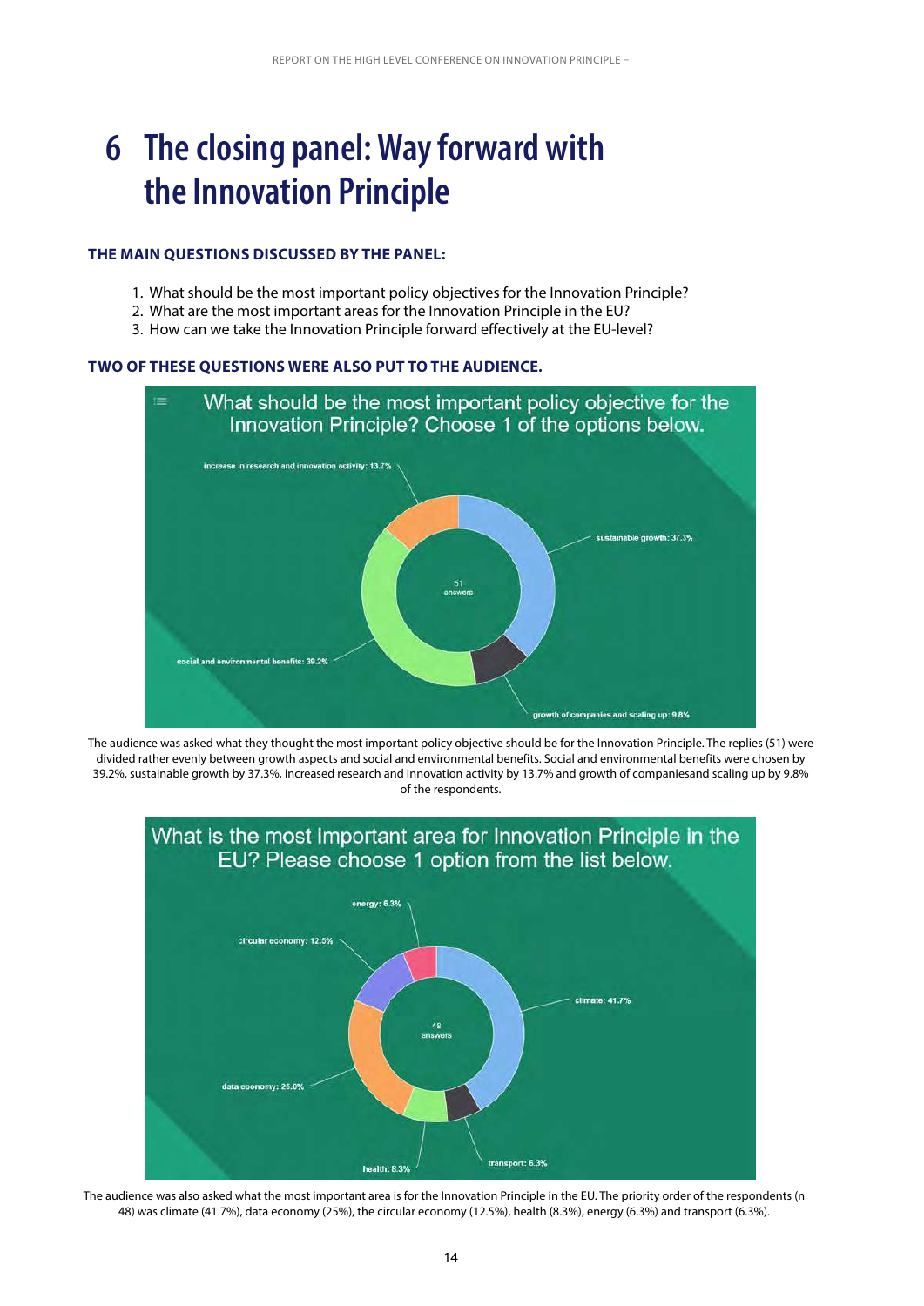# 6 The closing panel: Way forward with the Innovation Principle

**THE MAIN QUESTIONS DISCUSSED BY THE PANEL:**

1. What should be the most important policy objectives for the Innovation Principle?
2. What are the most important areas for the Innovation Principle in the EU?
3. How can we take the Innovation Principle forward effectively at the EU-level?

**TWO OF THESE QUESTIONS WERE ALSO PUT TO THE AUDIENCE.**

What should be the most important policy objective for the Innovation Principle? Choose 1 of the options below.

- increase in research and innovation activity: 13.7%
- sustainable growth: 37.3%
- growth of companies and scaling up: 9.8%
- social and environmental benefits: 39.2%

51 answers

The audience was asked what they thought the most important policy objective should be for the Innovation Principle. The replies (51) were divided rather evenly between growth aspects and social and environmental benefits. Social and environmental benefits were chosen by 39.2%, sustainable growth by 37.3%, increased research and innovation activity by 13.7% and growth of companiesand scaling up by 9.8% of the respondents.

What is the most important area for Innovation Principle in the EU? Please choose 1 option from the list below.

- energy: 6.3%
- circular economy: 12.5%
- climate: 41.7%
- data economy: 25.0%
- health: 8.3%
- transport: 6.3%

48 answers

The audience was also asked what the most important area is for the Innovation Principle in the EU. The priority order of the respondents (n 48) was climate (41.7%), data economy (25%), the circular economy (12.5%), health (8.3%), energy (6.3%) and transport (6.3%).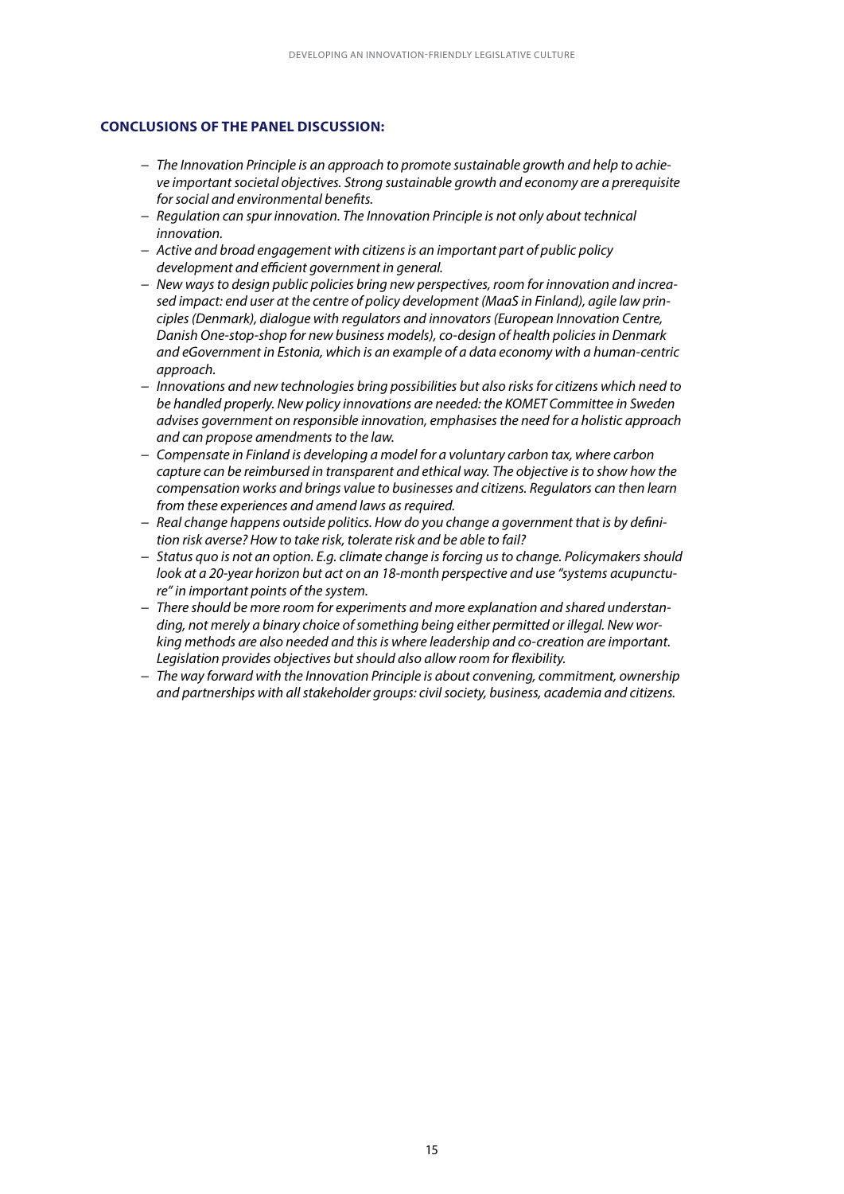## CONCLUSIONS OF THE PANEL DISCUSSION:

- *The Innovation Principle is an approach to promote sustainable growth and help to achieve important societal objectives. Strong sustainable growth and economy are a prerequisite for social and environmental benefits.*
- *Regulation can spur innovation. The Innovation Principle is not only about technical innovation.*
- *Active and broad engagement with citizens is an important part of public policy development and efficient government in general.*
- *New ways to design public policies bring new perspectives, room for innovation and increased impact: end user at the centre of policy development (MaaS in Finland), agile law principles (Denmark), dialogue with regulators and innovators (European Innovation Centre, Danish One-stop-shop for new business models), co-design of health policies in Denmark and eGovernment in Estonia, which is an example of a data economy with a human-centric approach.*
- *Innovations and new technologies bring possibilities but also risks for citizens which need to be handled properly. New policy innovations are needed: the KOMET Committee in Sweden advises government on responsible innovation, emphasises the need for a holistic approach and can propose amendments to the law.*
- *Compensate in Finland is developing a model for a voluntary carbon tax, where carbon capture can be reimbursed in transparent and ethical way. The objective is to show how the compensation works and brings value to businesses and citizens. Regulators can then learn from these experiences and amend laws as required.*
- *Real change happens outside politics. How do you change a government that is by definition risk averse? How to take risk, tolerate risk and be able to fail?*
- *Status quo is not an option. E.g. climate change is forcing us to change. Policymakers should look at a 20-year horizon but act on an 18-month perspective and use "systems acupuncture" in important points of the system.*
- *There should be more room for experiments and more explanation and shared understanding, not merely a binary choice of something being either permitted or illegal. New working methods are also needed and this is where leadership and co-creation are important. Legislation provides objectives but should also allow room for flexibility.*
- *The way forward with the Innovation Principle is about convening, commitment, ownership and partnerships with all stakeholder groups: civil society, business, academia and citizens.*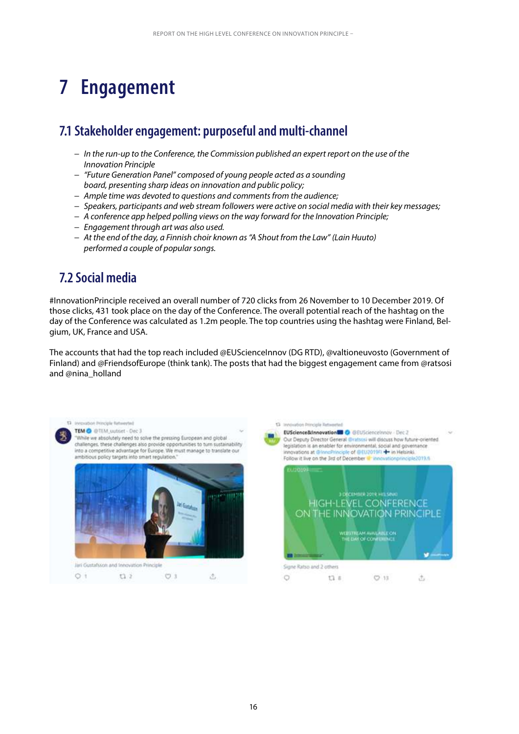# 7 Engagement

## 7.1 Stakeholder engagement: purposeful and multi-channel

- *In the run-up to the Conference, the Commission published an expert report on the use of the Innovation Principle*
- *"Future Generation Panel" composed of young people acted as a sounding board, presenting sharp ideas on innovation and public policy;*
- *Ample time was devoted to questions and comments from the audience;*
- *Speakers, participants and web stream followers were active on social media with their key messages;*
- *A conference app helped polling views on the way forward for the Innovation Principle;*
- *Engagement through art was also used.*
- *At the end of the day, a Finnish choir known as "A Shout from the Law" (Lain Huuto) performed a couple of popular songs.*

## 7.2 Social media

#InnovationPrinciple received an overall number of 720 clicks from 26 November to 10 December 2019. Of those clicks, 431 took place on the day of the Conference. The overall potential reach of the hashtag on the day of the Conference was calculated as 1.2m people. The top countries using the hashtag were Finland, Belgium, UK, France and USA.

The accounts that had the top reach included @EUScienceInnov (DG RTD), @valtioneuvosto (Government of Finland) and @FriendsofEurope (think tank). The posts that had the biggest engagement came from @ratsosi and @nina_holland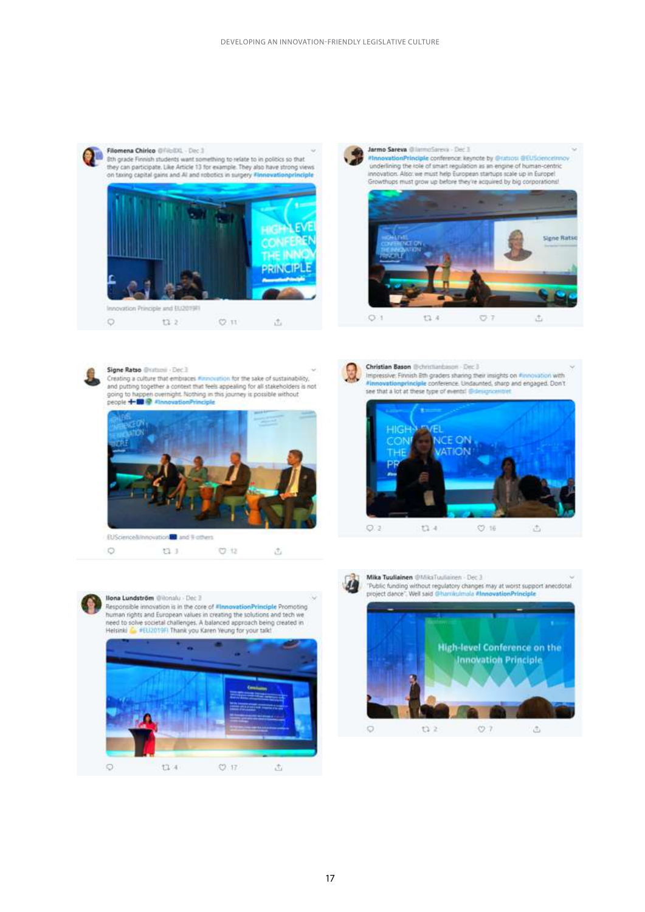**Filomena Chirico** @FiloEKL · Dec 3

8th grade Finnish students want something to relate to in politics so that they can participate. Like Article 13 for example. They also have strong views on taxing capital gains and AI and robotics in surgery #innovationprinciple

Innovation Principle and EU2019FI

2 · 11

**Jarmo Sareva** @JarmoSareva · Dec 3

#InnovationPrinciple conference: keynote by @ratsosi @EUScienceInnov underlining the role of smart regulation as an engine of human-centric innovation. Also: we must help European startups scale up in Europe! Growthups must grow up before they're acquired by big corporations!

1 · 4 · 7

**Signe Ratso** @ratsosi · Dec 3

Creating a culture that embraces #innovation for the sake of sustainability, and putting together a context that feels appealing for all stakeholders is not going to happen overnight. Nothing in this journey is possible without people #InnovationPrinciple

EUScience&Innovation and 9 others

3 · 12

**Christian Bason** @christianbason · Dec 3

Impressive: Finnish 8th graders sharing their insights on #innovation with #innovationprinciple conference. Undaunted, sharp and engaged. Don't see that a lot at these type of events! @designcentret

2 · 4 · 16

**Ilona Lundström** @ilonalu · Dec 3

Responsible innovation is in the core of #InnovationPrinciple Promoting human rights and European values in creating the solutions and tech we need to solve societal challenges. A balanced approach being created in Helsinki #EU2019FI Thank you Karen Yeung for your talk!

4 · 17

**Mika Tuuliainen** @MikaTuuliainen · Dec 3

"Public funding without regulatory changes may at worst support anecdotal project dance". Well said @harrikulmala #InnovationPrinciple

2 · 7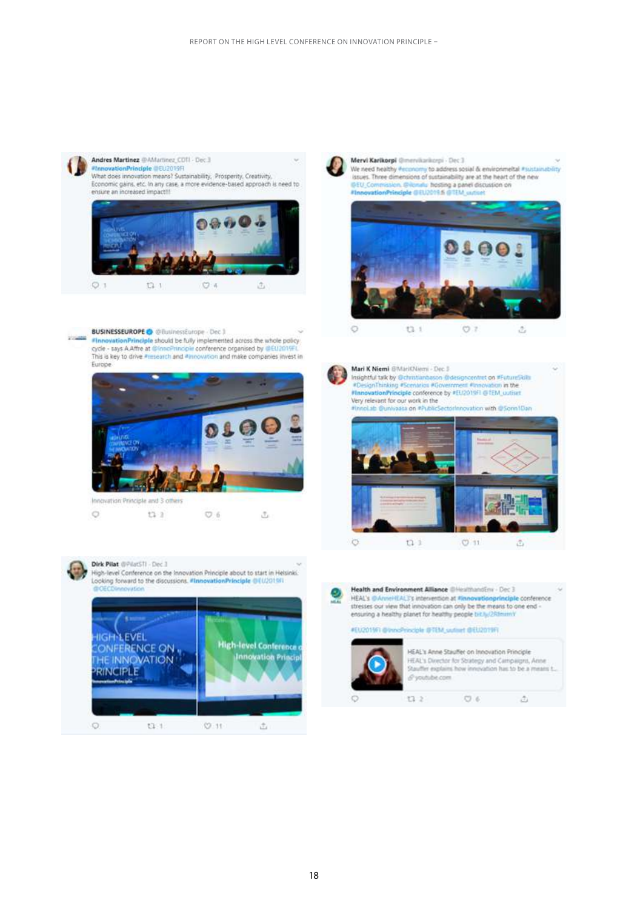**Andres Martinez** @AMartinez_CDTI · Dec 3
#InnovationPrinciple @EU2019FI
What does innovation means? Sustainability, Prosperity, Creativity, Economic gains, etc. In any case, a more evidence-based approach is need to ensure an increased impact!!!

1 1 4

**Mervi Karikorpi** @mervikarikorpi · Dec 3
We need healthy #economy to address sosial & environmeltal #sustainability issues. Three dimensions of sustainability are at the heart of the new @EU_Commission. @ilonalu hosting a panel discussion on #InnovationPrinciple @EU2019FI @TEM_uutiset

1 7

**BUSINESSEUROPE** @BusinessEurope · Dec 3
#InnovationPrinciple should be fully implemented across the whole policy cycle - says A.Affre at @InnoPrinciple conference organised by @EU2019FI. This is key to drive #research and #innovation and make companies invest in Europe

Innovation Principle and 3 others

3 6

**Mari K Niemi** @MariKNiemi · Dec 3
Insightful talk by @christianbason @designcentret on #FutureSkills #DesignThinking #Scenarios #Government #Innovation in the #InnovationPrinciple conference by #EU2019FI @TEM_uutiset
Very relevant for our work in the #InnoLab @univaasa on #PublicSectorInnovation with @Sonn1Dan

3 11

**Dirk Pilat** @PilatSTI · Dec 3
High-level Conference on the Innovation Principle about to start in Helsinki. Looking forward to the discussions. #InnovationPrinciple @EU2019FI @OECDinnovation

1 11

**Health and Environment Alliance** @HealthandEnv · Dec 3
HEAL's @AnneHEAL3's intervention at #innovationprinciple conference stresses our view that innovation can only be the means to one end - ensuring a healthy planet for healthy people bit.ly/2RfmmY

#EU2019FI @InnoPrinciple @TEM_uutiset @EU2019FI

HEAL's Anne Stauffer on Innovation Principle
HEAL's Director for Strategy and Campaigns, Anne Stauffer explains how innovation has to be a means t...
youtube.com

2 6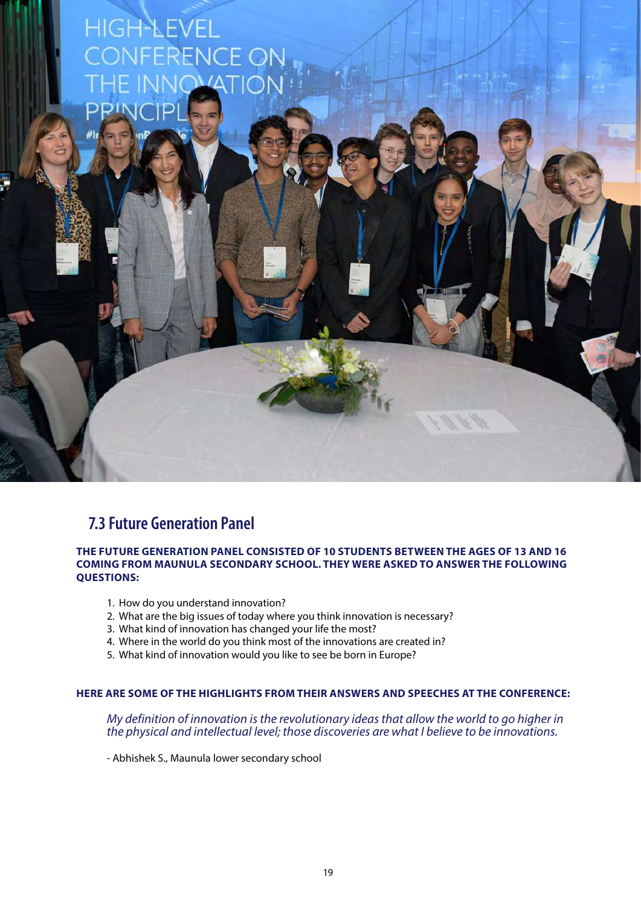## 7.3 Future Generation Panel

**THE FUTURE GENERATION PANEL CONSISTED OF 10 STUDENTS BETWEEN THE AGES OF 13 AND 16 COMING FROM MAUNULA SECONDARY SCHOOL. THEY WERE ASKED TO ANSWER THE FOLLOWING QUESTIONS:**

1. How do you understand innovation?
2. What are the big issues of today where you think innovation is necessary?
3. What kind of innovation has changed your life the most?
4. Where in the world do you think most of the innovations are created in?
5. What kind of innovation would you like to see be born in Europe?

**HERE ARE SOME OF THE HIGHLIGHTS FROM THEIR ANSWERS AND SPEECHES AT THE CONFERENCE:**

*My definition of innovation is the revolutionary ideas that allow the world to go higher in the physical and intellectual level; those discoveries are what I believe to be innovations.*

- Abhishek S., Maunula lower secondary school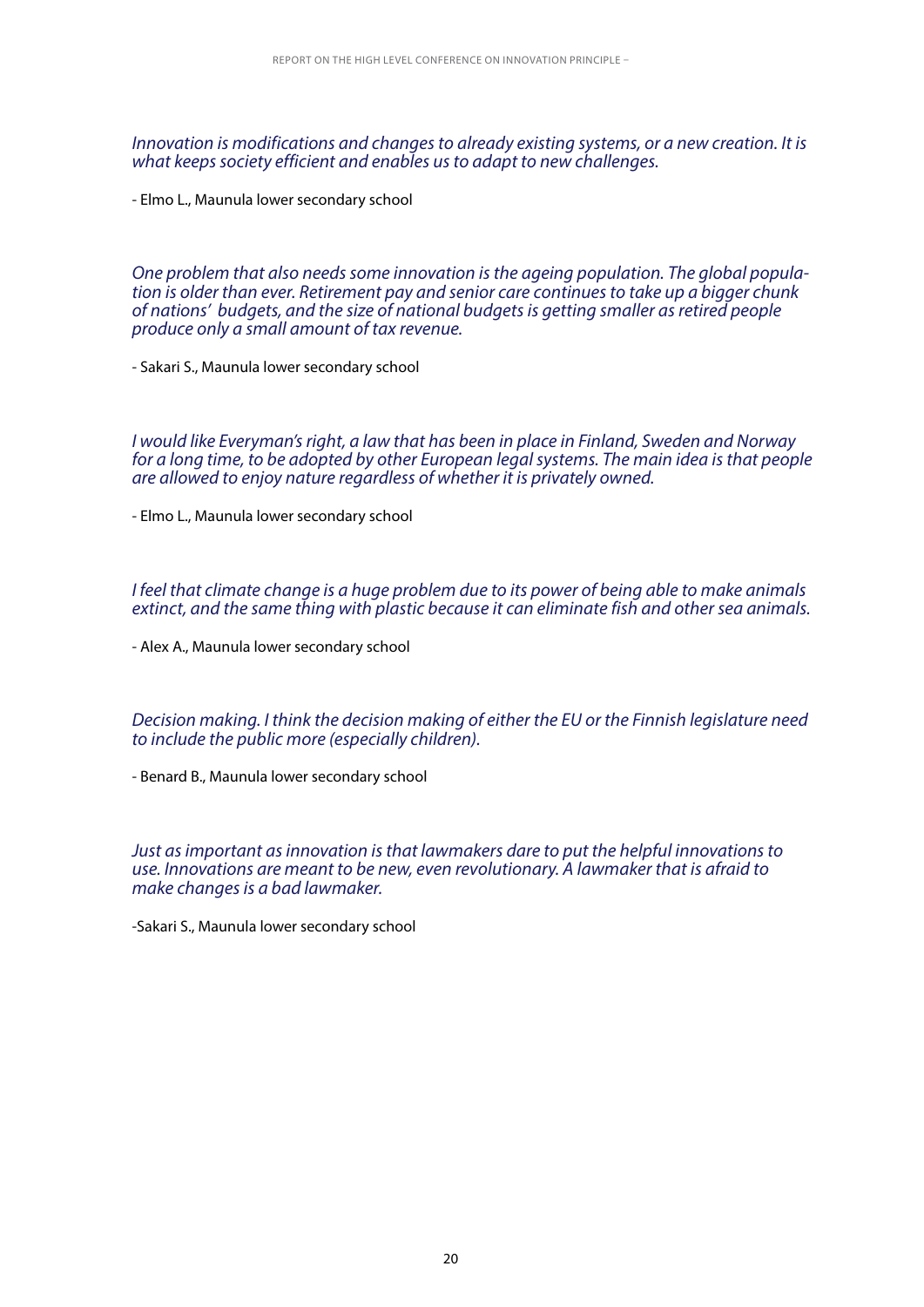*Innovation is modifications and changes to already existing systems, or a new creation. It is what keeps society efficient and enables us to adapt to new challenges.*

- Elmo L., Maunula lower secondary school

*One problem that also needs some innovation is the ageing population. The global population is older than ever. Retirement pay and senior care continues to take up a bigger chunk of nations' budgets, and the size of national budgets is getting smaller as retired people produce only a small amount of tax revenue.*

- Sakari S., Maunula lower secondary school

*I would like Everyman's right, a law that has been in place in Finland, Sweden and Norway for a long time, to be adopted by other European legal systems. The main idea is that people are allowed to enjoy nature regardless of whether it is privately owned.*

- Elmo L., Maunula lower secondary school

*I feel that climate change is a huge problem due to its power of being able to make animals extinct, and the same thing with plastic because it can eliminate fish and other sea animals.*

- Alex A., Maunula lower secondary school

*Decision making. I think the decision making of either the EU or the Finnish legislature need to include the public more (especially children).*

- Benard B., Maunula lower secondary school

*Just as important as innovation is that lawmakers dare to put the helpful innovations to use. Innovations are meant to be new, even revolutionary. A lawmaker that is afraid to make changes is a bad lawmaker.*

-Sakari S., Maunula lower secondary school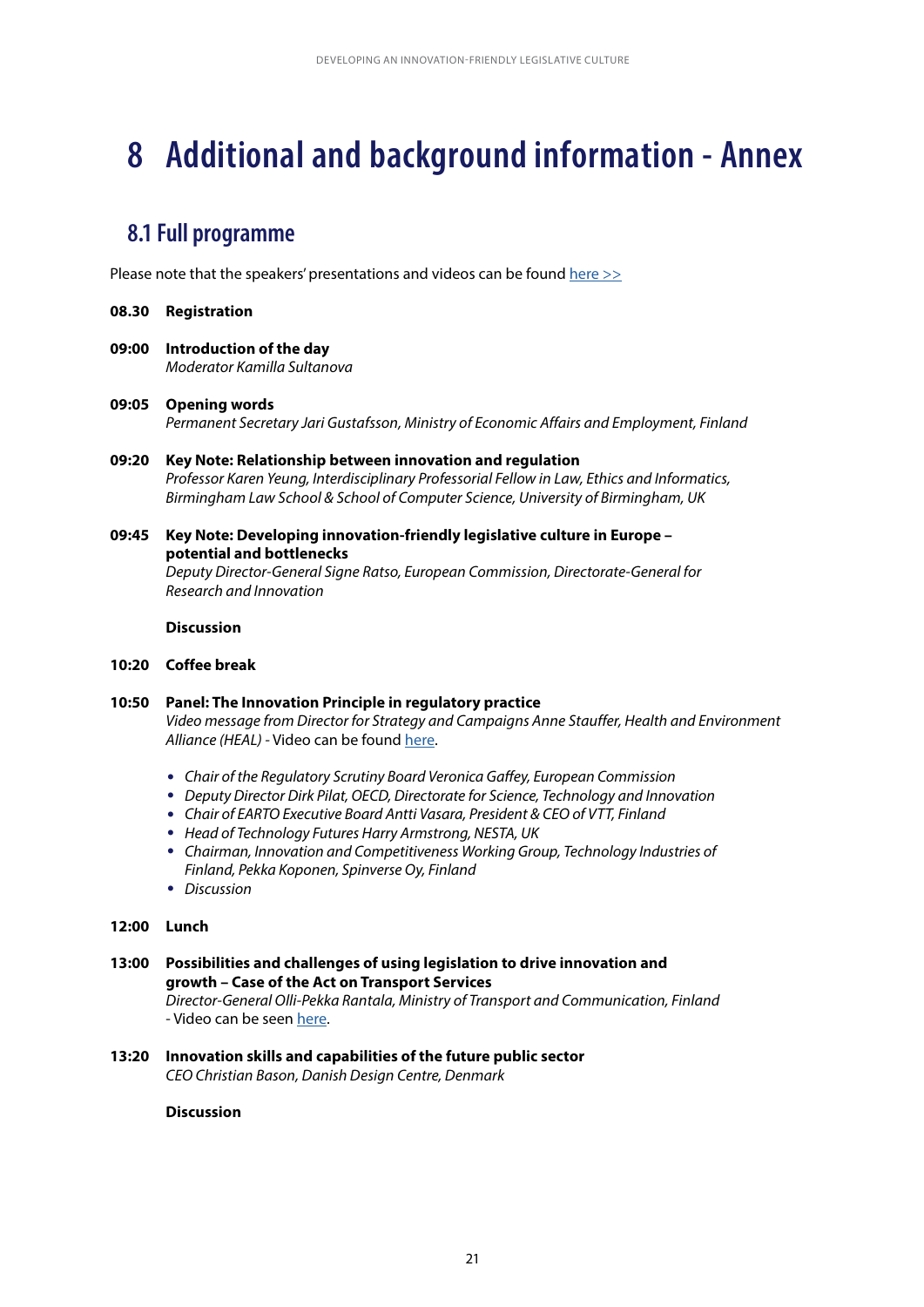# 8 Additional and background information - Annex

## 8.1 Full programme

Please note that the speakers' presentations and videos can be found here >>

**08.30 Registration**

**09:00 Introduction of the day**
*Moderator Kamilla Sultanova*

**09:05 Opening words**
*Permanent Secretary Jari Gustafsson, Ministry of Economic Affairs and Employment, Finland*

**09:20 Key Note: Relationship between innovation and regulation**
*Professor Karen Yeung, Interdisciplinary Professorial Fellow in Law, Ethics and Informatics, Birmingham Law School & School of Computer Science, University of Birmingham, UK*

**09:45 Key Note: Developing innovation-friendly legislative culture in Europe – potential and bottlenecks**
*Deputy Director-General Signe Ratso, European Commission, Directorate-General for Research and Innovation*

**Discussion**

**10:20 Coffee break**

**10:50 Panel: The Innovation Principle in regulatory practice**
*Video message from Director for Strategy and Campaigns Anne Stauffer, Health and Environment Alliance (HEAL)* - Video can be found here.

- *Chair of the Regulatory Scrutiny Board Veronica Gaffey, European Commission*
- *Deputy Director Dirk Pilat, OECD, Directorate for Science, Technology and Innovation*
- *Chair of EARTO Executive Board Antti Vasara, President & CEO of VTT, Finland*
- *Head of Technology Futures Harry Armstrong, NESTA, UK*
- *Chairman, Innovation and Competitiveness Working Group, Technology Industries of Finland, Pekka Koponen, Spinverse Oy, Finland*
- *Discussion*

**12:00 Lunch**

**13:00 Possibilities and challenges of using legislation to drive innovation and growth – Case of the Act on Transport Services**
*Director-General Olli-Pekka Rantala, Ministry of Transport and Communication, Finland*
- Video can be seen here.

**13:20 Innovation skills and capabilities of the future public sector**
*CEO Christian Bason, Danish Design Centre, Denmark*

**Discussion**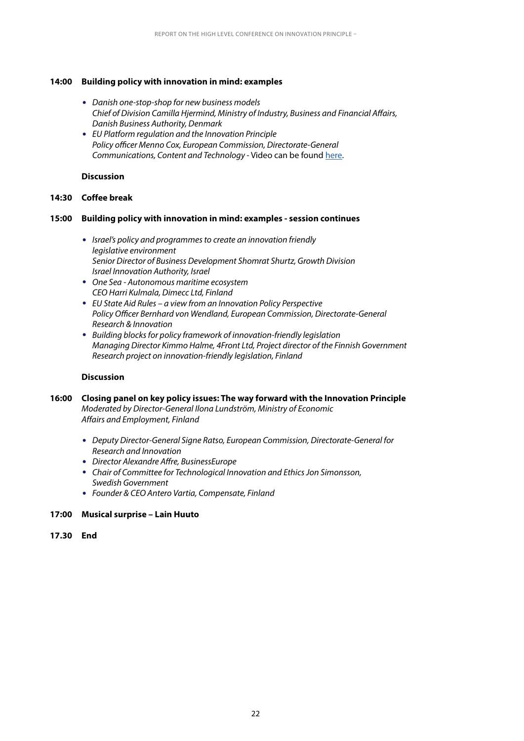**14:00 Building policy with innovation in mind: examples**

- *Danish one-stop-shop for new business models*
  *Chief of Division Camilla Hjermind, Ministry of Industry, Business and Financial Affairs, Danish Business Authority, Denmark*
- *EU Platform regulation and the Innovation Principle*
  *Policy officer Menno Cox, European Commission, Directorate-General Communications, Content and Technology* - Video can be found here.

**Discussion**

**14:30 Coffee break**

**15:00 Building policy with innovation in mind: examples - session continues**

- *Israel's policy and programmes to create an innovation friendly legislative environment*
  *Senior Director of Business Development Shomrat Shurtz, Growth Division Israel Innovation Authority, Israel*
- *One Sea - Autonomous maritime ecosystem*
  *CEO Harri Kulmala, Dimecc Ltd, Finland*
- *EU State Aid Rules – a view from an Innovation Policy Perspective*
  *Policy Officer Bernhard von Wendland, European Commission, Directorate-General Research & Innovation*
- *Building blocks for policy framework of innovation-friendly legislation*
  *Managing Director Kimmo Halme, 4Front Ltd, Project director of the Finnish Government Research project on innovation-friendly legislation, Finland*

**Discussion**

**16:00 Closing panel on key policy issues: The way forward with the Innovation Principle**
*Moderated by Director-General Ilona Lundström, Ministry of Economic Affairs and Employment, Finland*

- *Deputy Director-General Signe Ratso, European Commission, Directorate-General for Research and Innovation*
- *Director Alexandre Affre, BusinessEurope*
- *Chair of Committee for Technological Innovation and Ethics Jon Simonsson, Swedish Government*
- *Founder & CEO Antero Vartia, Compensate, Finland*

**17:00 Musical surprise – Lain Huuto**

**17.30 End**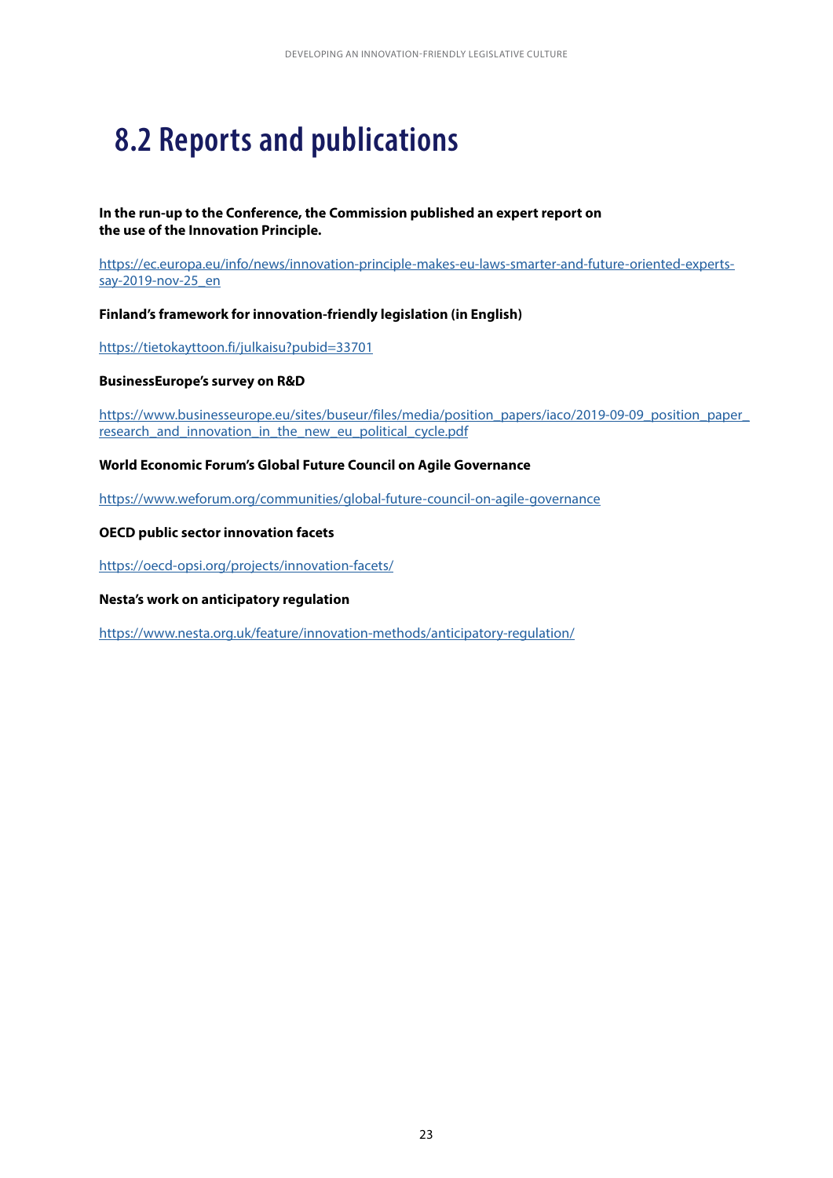## 8.2 Reports and publications

**In the run-up to the Conference, the Commission published an expert report on the use of the Innovation Principle.**

https://ec.europa.eu/info/news/innovation-principle-makes-eu-laws-smarter-and-future-oriented-experts-say-2019-nov-25_en

**Finland's framework for innovation-friendly legislation (in English)**

https://tietokayttoon.fi/julkaisu?pubid=33701

**BusinessEurope's survey on R&D**

https://www.businesseurope.eu/sites/buseur/files/media/position_papers/iaco/2019-09-09_position_paper_research_and_innovation_in_the_new_eu_political_cycle.pdf

**World Economic Forum's Global Future Council on Agile Governance**

https://www.weforum.org/communities/global-future-council-on-agile-governance

**OECD public sector innovation facets**

https://oecd-opsi.org/projects/innovation-facets/

**Nesta's work on anticipatory regulation**

https://www.nesta.org.uk/feature/innovation-methods/anticipatory-regulation/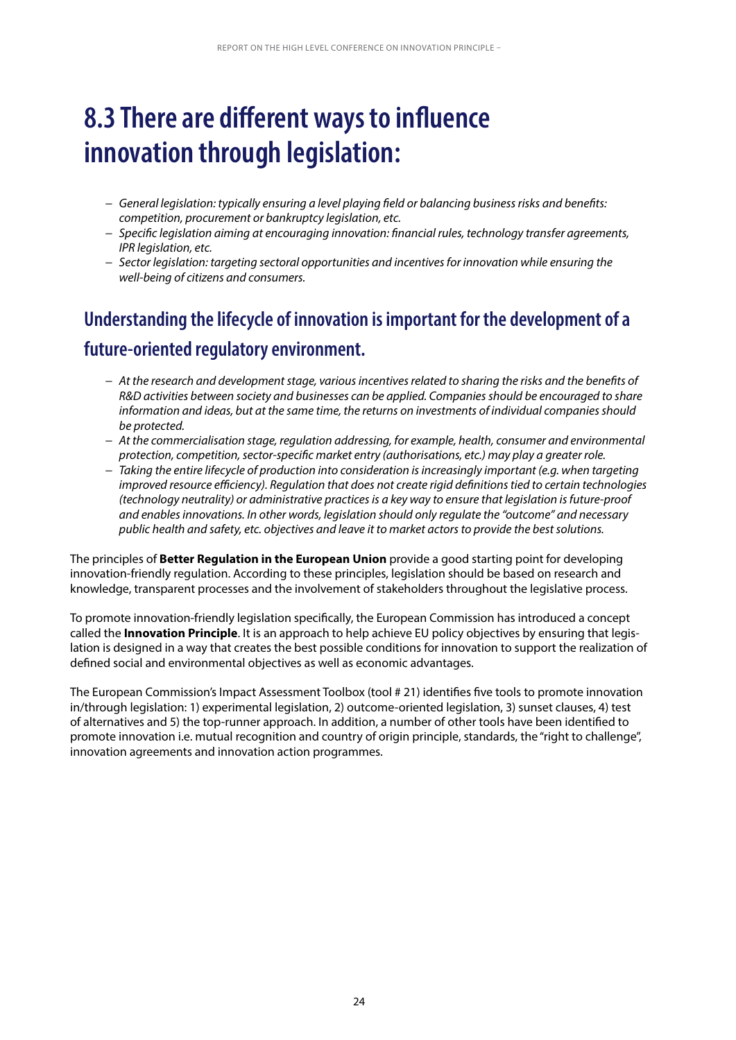# 8.3 There are different ways to influence innovation through legislation:

- *General legislation: typically ensuring a level playing field or balancing business risks and benefits: competition, procurement or bankruptcy legislation, etc.*
- *Specific legislation aiming at encouraging innovation: financial rules, technology transfer agreements, IPR legislation, etc.*
- *Sector legislation: targeting sectoral opportunities and incentives for innovation while ensuring the well-being of citizens and consumers.*

## Understanding the lifecycle of innovation is important for the development of a future-oriented regulatory environment.

- *At the research and development stage, various incentives related to sharing the risks and the benefits of R&D activities between society and businesses can be applied. Companies should be encouraged to share information and ideas, but at the same time, the returns on investments of individual companies should be protected.*
- *At the commercialisation stage, regulation addressing, for example, health, consumer and environmental protection, competition, sector-specific market entry (authorisations, etc.) may play a greater role.*
- *Taking the entire lifecycle of production into consideration is increasingly important (e.g. when targeting improved resource efficiency). Regulation that does not create rigid definitions tied to certain technologies (technology neutrality) or administrative practices is a key way to ensure that legislation is future-proof and enables innovations. In other words, legislation should only regulate the "outcome" and necessary public health and safety, etc. objectives and leave it to market actors to provide the best solutions.*

The principles of **Better Regulation in the European Union** provide a good starting point for developing innovation-friendly regulation. According to these principles, legislation should be based on research and knowledge, transparent processes and the involvement of stakeholders throughout the legislative process.

To promote innovation-friendly legislation specifically, the European Commission has introduced a concept called the **Innovation Principle**. It is an approach to help achieve EU policy objectives by ensuring that legislation is designed in a way that creates the best possible conditions for innovation to support the realization of defined social and environmental objectives as well as economic advantages.

The European Commission's Impact Assessment Toolbox (tool # 21) identifies five tools to promote innovation in/through legislation: 1) experimental legislation, 2) outcome-oriented legislation, 3) sunset clauses, 4) test of alternatives and 5) the top-runner approach. In addition, a number of other tools have been identified to promote innovation i.e. mutual recognition and country of origin principle, standards, the "right to challenge", innovation agreements and innovation action programmes.